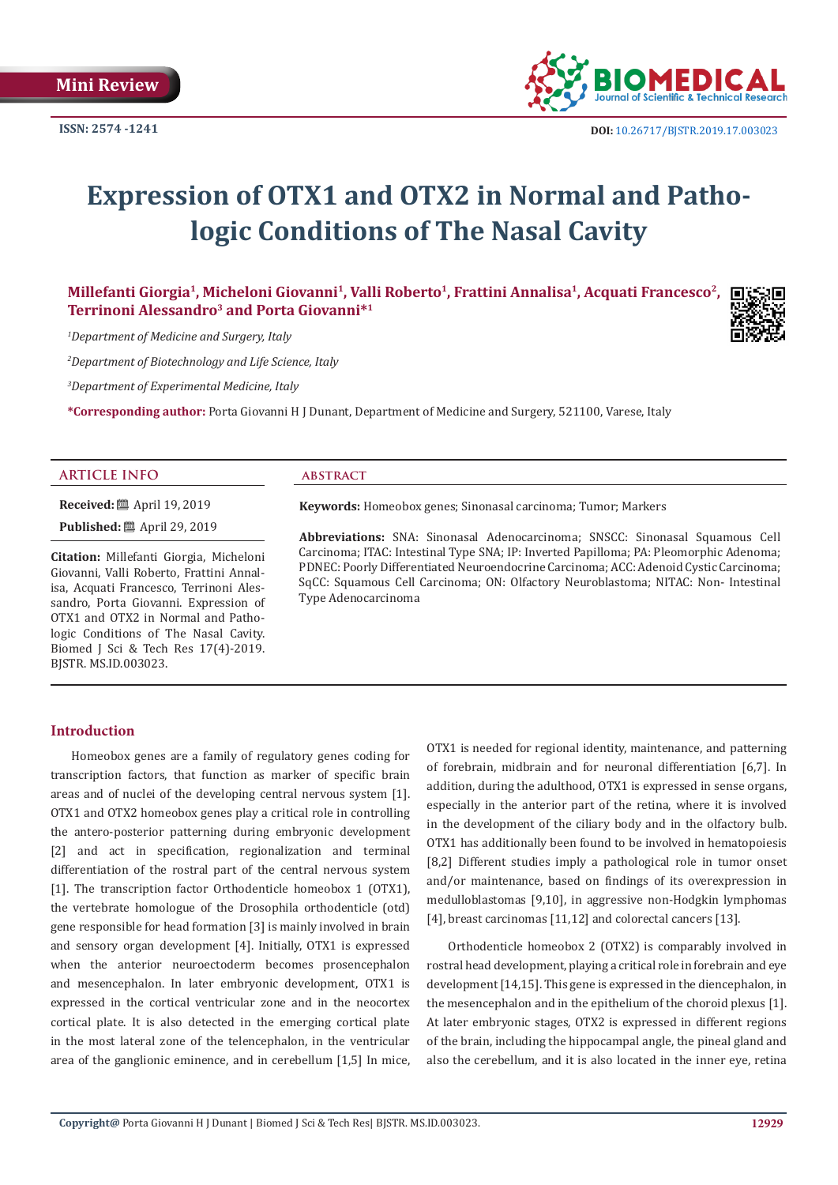Mini Review

ISSN: 2574 -1241

DOI: 10.26717/BJSTR.2019.17.003023

# Expression of OTX1 and OTX2 in Normal and Pathologic Conditions of The Nasal Cavity

**Millefanti Giorgia[1], Micheloni Giovanni[1], Valli Roberto[1], Frattini Annalisa[1], Acquati Francesco[2], Terrinoni Alessandro[3] and Porta Giovanni*[1]**

[1]*Department of Medicine and Surgery, Italy*

[2]*Department of Biotechnology and Life Science, Italy*

[3]*Department of Experimental Medicine, Italy*

**\*Corresponding author:** Porta Giovanni H J Dunant, Department of Medicine and Surgery, 521100, Varese, Italy

## ARTICLE INFO

**Received:** April 19, 2019

**Published:** April 29, 2019

**Citation:** Millefanti Giorgia, Micheloni Giovanni, Valli Roberto, Frattini Annalisa, Acquati Francesco, Terrinoni Alessandro, Porta Giovanni. Expression of OTX1 and OTX2 in Normal and Pathologic Conditions of The Nasal Cavity. Biomed J Sci & Tech Res 17(4)-2019. BJSTR. MS.ID.003023.

## ABSTRACT

**Keywords:** Homeobox genes; Sinonasal carcinoma; Tumor; Markers

**Abbreviations:** SNA: Sinonasal Adenocarcinoma; SNSCC: Sinonasal Squamous Cell Carcinoma; ITAC: Intestinal Type SNA; IP: Inverted Papilloma; PA: Pleomorphic Adenoma; PDNEC: Poorly Differentiated Neuroendocrine Carcinoma; ACC: Adenoid Cystic Carcinoma; SqCC: Squamous Cell Carcinoma; ON: Olfactory Neuroblastoma; NITAC: Non- Intestinal Type Adenocarcinoma

## Introduction

Homeobox genes are a family of regulatory genes coding for transcription factors, that function as marker of specific brain areas and of nuclei of the developing central nervous system [1]. OTX1 and OTX2 homeobox genes play a critical role in controlling the antero-posterior patterning during embryonic development [2] and act in specification, regionalization and terminal differentiation of the rostral part of the central nervous system [1]. The transcription factor Orthodenticle homeobox 1 (OTX1), the vertebrate homologue of the Drosophila orthodenticle (otd) gene responsible for head formation [3] is mainly involved in brain and sensory organ development [4]. Initially, OTX1 is expressed when the anterior neuroectoderm becomes prosencephalon and mesencephalon. In later embryonic development, OTX1 is expressed in the cortical ventricular zone and in the neocortex cortical plate. It is also detected in the emerging cortical plate in the most lateral zone of the telencephalon, in the ventricular area of the ganglionic eminence, and in cerebellum [1,5] In mice, OTX1 is needed for regional identity, maintenance, and patterning of forebrain, midbrain and for neuronal differentiation [6,7]. In addition, during the adulthood, OTX1 is expressed in sense organs, especially in the anterior part of the retina, where it is involved in the development of the ciliary body and in the olfactory bulb. OTX1 has additionally been found to be involved in hematopoiesis [8,2] Different studies imply a pathological role in tumor onset and/or maintenance, based on findings of its overexpression in medulloblastomas [9,10], in aggressive non-Hodgkin lymphomas [4], breast carcinomas [11,12] and colorectal cancers [13].

Orthodenticle homeobox 2 (OTX2) is comparably involved in rostral head development, playing a critical role in forebrain and eye development [14,15]. This gene is expressed in the diencephalon, in the mesencephalon and in the epithelium of the choroid plexus [1]. At later embryonic stages, OTX2 is expressed in different regions of the brain, including the hippocampal angle, the pineal gland and also the cerebellum, and it is also located in the inner eye, retina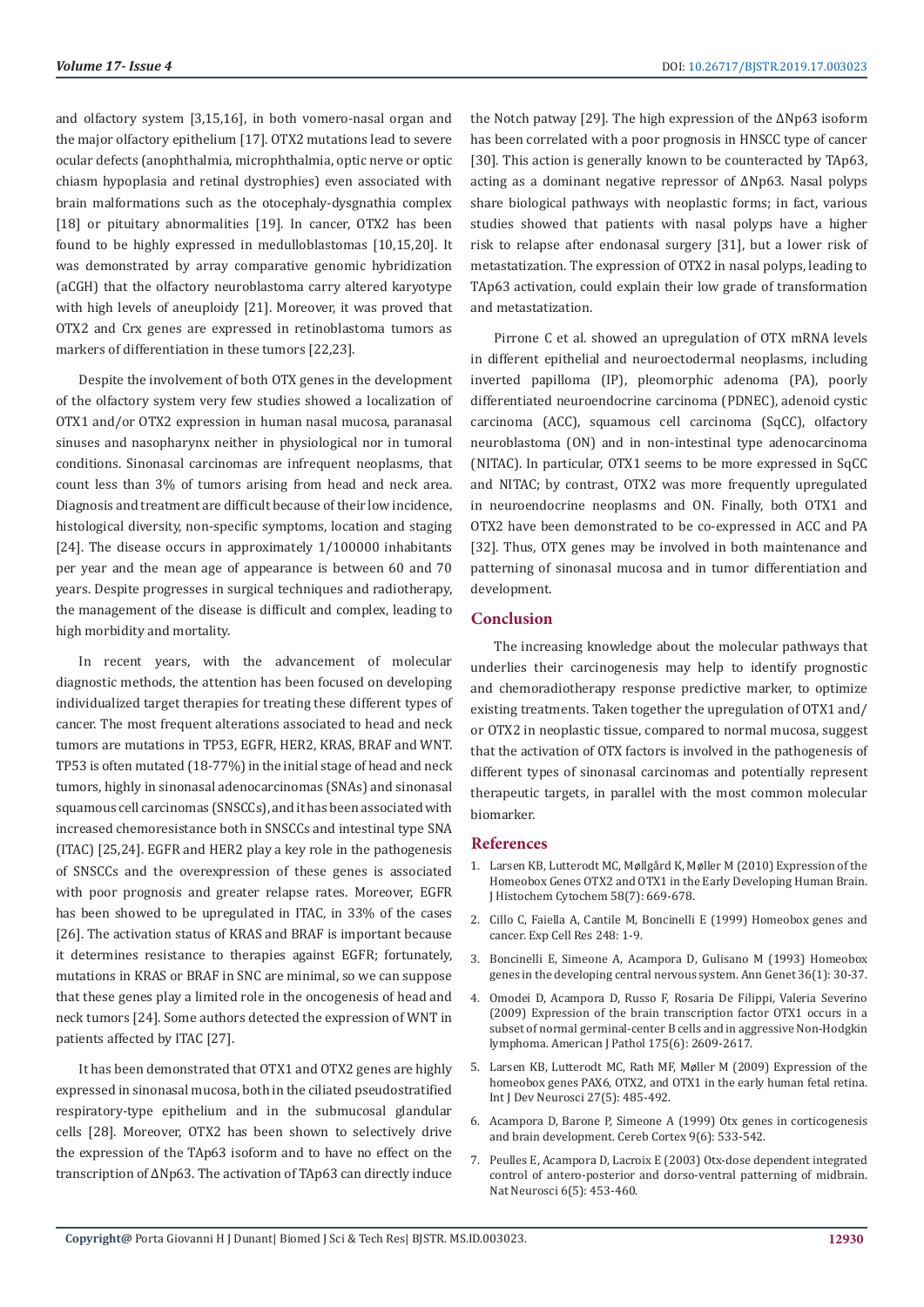and olfactory system [3,15,16], in both vomero-nasal organ and the major olfactory epithelium [17]. OTX2 mutations lead to severe ocular defects (anophthalmia, microphthalmia, optic nerve or optic chiasm hypoplasia and retinal dystrophies) even associated with brain malformations such as the otocephaly-dysgnathia complex [18] or pituitary abnormalities [19]. In cancer, OTX2 has been found to be highly expressed in medulloblastomas [10,15,20]. It was demonstrated by array comparative genomic hybridization (aCGH) that the olfactory neuroblastoma carry altered karyotype with high levels of aneuploidy [21]. Moreover, it was proved that OTX2 and Crx genes are expressed in retinoblastoma tumors as markers of differentiation in these tumors [22,23].

Despite the involvement of both OTX genes in the development of the olfactory system very few studies showed a localization of OTX1 and/or OTX2 expression in human nasal mucosa, paranasal sinuses and nasopharynx neither in physiological nor in tumoral conditions. Sinonasal carcinomas are infrequent neoplasms, that count less than 3% of tumors arising from head and neck area. Diagnosis and treatment are difficult because of their low incidence, histological diversity, non-specific symptoms, location and staging [24]. The disease occurs in approximately 1/100000 inhabitants per year and the mean age of appearance is between 60 and 70 years. Despite progresses in surgical techniques and radiotherapy, the management of the disease is difficult and complex, leading to high morbidity and mortality.

In recent years, with the advancement of molecular diagnostic methods, the attention has been focused on developing individualized target therapies for treating these different types of cancer. The most frequent alterations associated to head and neck tumors are mutations in TP53, EGFR, HER2, KRAS, BRAF and WNT. TP53 is often mutated (18-77%) in the initial stage of head and neck tumors, highly in sinonasal adenocarcinomas (SNAs) and sinonasal squamous cell carcinomas (SNSCCs), and it has been associated with increased chemoresistance both in SNSCCs and intestinal type SNA (ITAC) [25,24]. EGFR and HER2 play a key role in the pathogenesis of SNSCCs and the overexpression of these genes is associated with poor prognosis and greater relapse rates. Moreover, EGFR has been showed to be upregulated in ITAC, in 33% of the cases [26]. The activation status of KRAS and BRAF is important because it determines resistance to therapies against EGFR; fortunately, mutations in KRAS or BRAF in SNC are minimal, so we can suppose that these genes play a limited role in the oncogenesis of head and neck tumors [24]. Some authors detected the expression of WNT in patients affected by ITAC [27].

It has been demonstrated that OTX1 and OTX2 genes are highly expressed in sinonasal mucosa, both in the ciliated pseudostratified respiratory-type epithelium and in the submucosal glandular cells [28]. Moreover, OTX2 has been shown to selectively drive the expression of the TAp63 isoform and to have no effect on the transcription of ΔNp63. The activation of TAp63 can directly induce the Notch patway [29]. The high expression of the ΔNp63 isoform has been correlated with a poor prognosis in HNSCC type of cancer [30]. This action is generally known to be counteracted by TAp63, acting as a dominant negative repressor of ΔNp63. Nasal polyps share biological pathways with neoplastic forms; in fact, various studies showed that patients with nasal polyps have a higher risk to relapse after endonasal surgery [31], but a lower risk of metastatization. The expression of OTX2 in nasal polyps, leading to TAp63 activation, could explain their low grade of transformation and metastatization.

Pirrone C et al. showed an upregulation of OTX mRNA levels in different epithelial and neuroectodermal neoplasms, including inverted papilloma (IP), pleomorphic adenoma (PA), poorly differentiated neuroendocrine carcinoma (PDNEC), adenoid cystic carcinoma (ACC), squamous cell carcinoma (SqCC), olfactory neuroblastoma (ON) and in non-intestinal type adenocarcinoma (NITAC). In particular, OTX1 seems to be more expressed in SqCC and NITAC; by contrast, OTX2 was more frequently upregulated in neuroendocrine neoplasms and ON. Finally, both OTX1 and OTX2 have been demonstrated to be co-expressed in ACC and PA [32]. Thus, OTX genes may be involved in both maintenance and patterning of sinonasal mucosa and in tumor differentiation and development.

## Conclusion

The increasing knowledge about the molecular pathways that underlies their carcinogenesis may help to identify prognostic and chemoradiotherapy response predictive marker, to optimize existing treatments. Taken together the upregulation of OTX1 and/or OTX2 in neoplastic tissue, compared to normal mucosa, suggest that the activation of OTX factors is involved in the pathogenesis of different types of sinonasal carcinomas and potentially represent therapeutic targets, in parallel with the most common molecular biomarker.

## References

1. Larsen KB, Lutterodt MC, Møllgård K, Møller M (2010) Expression of the Homeobox Genes OTX2 and OTX1 in the Early Developing Human Brain. J Histochem Cytochem 58(7): 669-678.
2. Cillo C, Faiella A, Cantile M, Boncinelli E (1999) Homeobox genes and cancer. Exp Cell Res 248: 1-9.
3. Boncinelli E, Simeone A, Acampora D, Gulisano M (1993) Homeobox genes in the developing central nervous system. Ann Genet 36(1): 30-37.
4. Omodei D, Acampora D, Russo F, Rosaria De Filippi, Valeria Severino (2009) Expression of the brain transcription factor OTX1 occurs in a subset of normal germinal-center B cells and in aggressive Non-Hodgkin lymphoma. American J Pathol 175(6): 2609-2617.
5. Larsen KB, Lutterodt MC, Rath MF, Møller M (2009) Expression of the homeobox genes PAX6, OTX2, and OTX1 in the early human fetal retina. Int J Dev Neurosci 27(5): 485-492.
6. Acampora D, Barone P, Simeone A (1999) Otx genes in corticogenesis and brain development. Cereb Cortex 9(6): 533-542.
7. Peulles E, Acampora D, Lacroix E (2003) Otx-dose dependent integrated control of antero-posterior and dorso-ventral patterning of midbrain. Nat Neurosci 6(5): 453-460.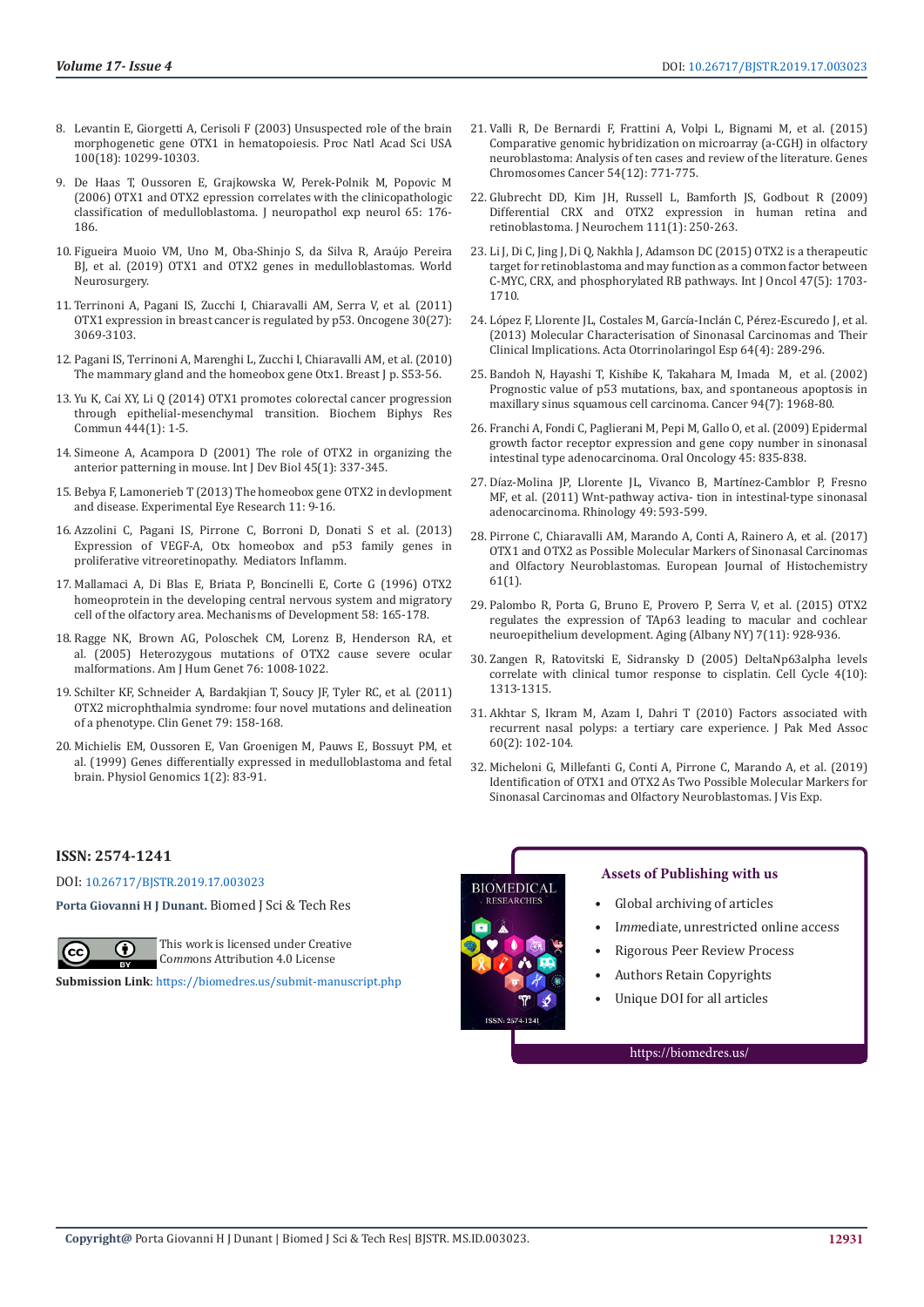8. Levantin E, Giorgetti A, Cerisoli F (2003) Unsuspected role of the brain morphogenetic gene OTX1 in hematopoiesis. Proc Natl Acad Sci USA 100(18): 10299-10303.
9. De Haas T, Oussoren E, Grajkowska W, Perek-Polnik M, Popovic M (2006) OTX1 and OTX2 epression correlates with the clinicopathologic classification of medulloblastoma. J neuropathol exp neurol 65: 176-186.
10. Figueira Muoio VM, Uno M, Oba-Shinjo S, da Silva R, Araújo Pereira BJ, et al. (2019) OTX1 and OTX2 genes in medulloblastomas. World Neurosurgery.
11. Terrinoni A, Pagani IS, Zucchi I, Chiaravalli AM, Serra V, et al. (2011) OTX1 expression in breast cancer is regulated by p53. Oncogene 30(27): 3069-3103.
12. Pagani IS, Terrinoni A, Marenghi L, Zucchi I, Chiaravalli AM, et al. (2010) The mammary gland and the homeobox gene Otx1. Breast J p. S53-56.
13. Yu K, Cai XY, Li Q (2014) OTX1 promotes colorectal cancer progression through epithelial-mesenchymal transition. Biochem Biphys Res Commun 444(1): 1-5.
14. Simeone A, Acampora D (2001) The role of OTX2 in organizing the anterior patterning in mouse. Int J Dev Biol 45(1): 337-345.
15. Bebya F, Lamonerieb T (2013) The homeobox gene OTX2 in devlopment and disease. Experimental Eye Research 11: 9-16.
16. Azzolini C, Pagani IS, Pirrone C, Borroni D, Donati S et al. (2013) Expression of VEGF-A, Otx homeobox and p53 family genes in proliferative vitreoretinopathy. Mediators Inflamm.
17. Mallamaci A, Di Blas E, Briata P, Boncinelli E, Corte G (1996) OTX2 homeoprotein in the developing central nervous system and migratory cell of the olfactory area. Mechanisms of Development 58: 165-178.
18. Ragge NK, Brown AG, Poloschek CM, Lorenz B, Henderson RA, et al. (2005) Heterozygous mutations of OTX2 cause severe ocular malformations. Am J Hum Genet 76: 1008-1022.
19. Schilter KF, Schneider A, Bardakjian T, Soucy JF, Tyler RC, et al. (2011) OTX2 microphthalmia syndrome: four novel mutations and delineation of a phenotype. Clin Genet 79: 158-168.
20. Michielis EM, Oussoren E, Van Groenigen M, Pauws E, Bossuyt PM, et al. (1999) Genes differentially expressed in medulloblastoma and fetal brain. Physiol Genomics 1(2): 83-91.
21. Valli R, De Bernardi F, Frattini A, Volpi L, Bignami M, et al. (2015) Comparative genomic hybridization on microarray (a-CGH) in olfactory neuroblastoma: Analysis of ten cases and review of the literature. Genes Chromosomes Cancer 54(12): 771-775.
22. Glubrecht DD, Kim JH, Russell L, Bamforth JS, Godbout R (2009) Differential CRX and OTX2 expression in human retina and retinoblastoma. J Neurochem 111(1): 250-263.
23. Li J, Di C, Jing J, Di Q, Nakhla J, Adamson DC (2015) OTX2 is a therapeutic target for retinoblastoma and may function as a common factor between C-MYC, CRX, and phosphorylated RB pathways. Int J Oncol 47(5): 1703-1710.
24. López F, Llorente JL, Costales M, García-Inclán C, Pérez-Escuredo J, et al. (2013) Molecular Characterisation of Sinonasal Carcinomas and Their Clinical Implications. Acta Otorrinolaringol Esp 64(4): 289-296.
25. Bandoh N, Hayashi T, Kishibe K, Takahara M, Imada M, et al. (2002) Prognostic value of p53 mutations, bax, and spontaneous apoptosis in maxillary sinus squamous cell carcinoma. Cancer 94(7): 1968-80.
26. Franchi A, Fondi C, Paglierani M, Pepi M, Gallo O, et al. (2009) Epidermal growth factor receptor expression and gene copy number in sinonasal intestinal type adenocarcinoma. Oral Oncology 45: 835-838.
27. Díaz-Molina JP, Llorente JL, Vivanco B, Martínez-Camblor P, Fresno MF, et al. (2011) Wnt-pathway activa- tion in intestinal-type sinonasal adenocarcinoma. Rhinology 49: 593-599.
28. Pirrone C, Chiaravalli AM, Marando A, Conti A, Rainero A, et al. (2017) OTX1 and OTX2 as Possible Molecular Markers of Sinonasal Carcinomas and Olfactory Neuroblastomas. European Journal of Histochemistry 61(1).
29. Palombo R, Porta G, Bruno E, Provero P, Serra V, et al. (2015) OTX2 regulates the expression of TAp63 leading to macular and cochlear neuroepithelium development. Aging (Albany NY) 7(11): 928-936.
30. Zangen R, Ratovitski E, Sidransky D (2005) DeltaNp63alpha levels correlate with clinical tumor response to cisplatin. Cell Cycle 4(10): 1313-1315.
31. Akhtar S, Ikram M, Azam I, Dahri T (2010) Factors associated with recurrent nasal polyps: a tertiary care experience. J Pak Med Assoc 60(2): 102-104.
32. Micheloni G, Millefanti G, Conti A, Pirrone C, Marando A, et al. (2019) Identification of OTX1 and OTX2 As Two Possible Molecular Markers for Sinonasal Carcinomas and Olfactory Neuroblastomas. J Vis Exp.

**ISSN: 2574-1241**

DOI: 10.26717/BJSTR.2019.17.003023

**Porta Giovanni H J Dunant.** Biomed J Sci & Tech Res

This work is licensed under Creative Commons Attribution 4.0 License

**Submission Link**: https://biomedres.us/submit-manuscript.php

**Assets of Publishing with us**

- Global archiving of articles
- Immediate, unrestricted online access
- Rigorous Peer Review Process
- Authors Retain Copyrights
- Unique DOI for all articles

https://biomedres.us/